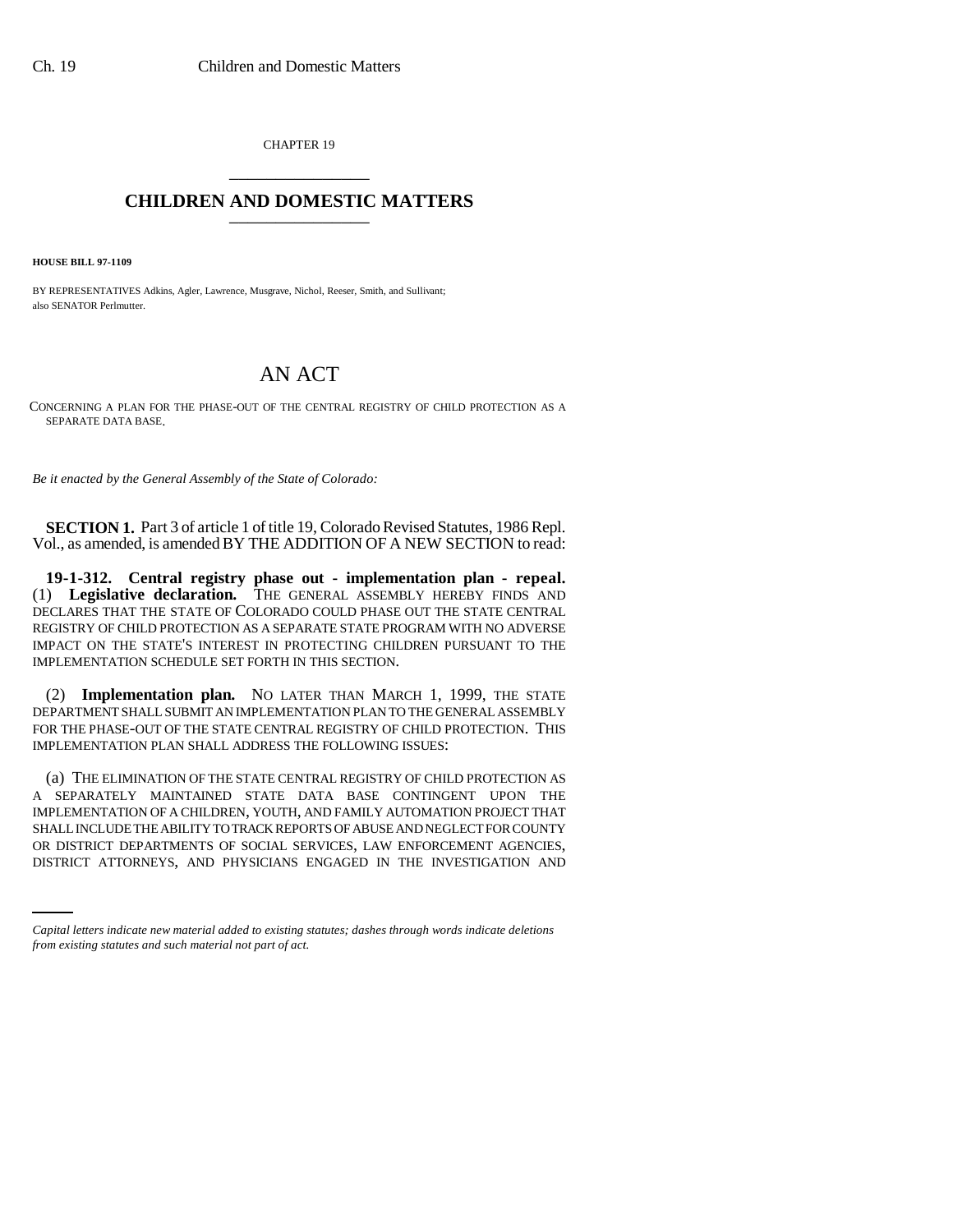CHAPTER 19

# CHILDREN AND DOMESTIC MATTERS

**HOUSE BILL 97-1109**

BY REPRESENTATIVES Adkins, Agler, Lawrence, Musgrave, Nichol, Reeser, Smith, and Sullivant; also SENATOR Perlmutter.

# AN ACT

CONCERNING A PLAN FOR THE PHASE-OUT OF THE CENTRAL REGISTRY OF CHILD PROTECTION AS A SEPARATE DATA BASE.

*Be it enacted by the General Assembly of the State of Colorado:*

**SECTION 1.** Part 3 of article 1 of title 19, Colorado Revised Statutes, 1986 Repl. Vol., as amended, is amended BY THE ADDITION OF A NEW SECTION to read:

**19-1-312. Central registry phase out - implementation plan - repeal.** (1) **Legislative declaration.** THE GENERAL ASSEMBLY HEREBY FINDS AND DECLARES THAT THE STATE OF COLORADO COULD PHASE OUT THE STATE CENTRAL REGISTRY OF CHILD PROTECTION AS A SEPARATE STATE PROGRAM WITH NO ADVERSE IMPACT ON THE STATE'S INTEREST IN PROTECTING CHILDREN PURSUANT TO THE IMPLEMENTATION SCHEDULE SET FORTH IN THIS SECTION.

(2) **Implementation plan.** NO LATER THAN MARCH 1, 1999, THE STATE DEPARTMENT SHALL SUBMIT AN IMPLEMENTATION PLAN TO THE GENERAL ASSEMBLY FOR THE PHASE-OUT OF THE STATE CENTRAL REGISTRY OF CHILD PROTECTION. THIS IMPLEMENTATION PLAN SHALL ADDRESS THE FOLLOWING ISSUES:

(a) THE ELIMINATION OF THE STATE CENTRAL REGISTRY OF CHILD PROTECTION AS A SEPARATELY MAINTAINED STATE DATA BASE CONTINGENT UPON THE IMPLEMENTATION OF A CHILDREN, YOUTH, AND FAMILY AUTOMATION PROJECT THAT SHALL INCLUDE THE ABILITY TO TRACK REPORTS OF ABUSE AND NEGLECT FOR COUNTY OR DISTRICT DEPARTMENTS OF SOCIAL SERVICES, LAW ENFORCEMENT AGENCIES, DISTRICT ATTORNEYS, AND PHYSICIANS ENGAGED IN THE INVESTIGATION AND

*Capital letters indicate new material added to existing statutes; dashes through words indicate deletions from existing statutes and such material not part of act.*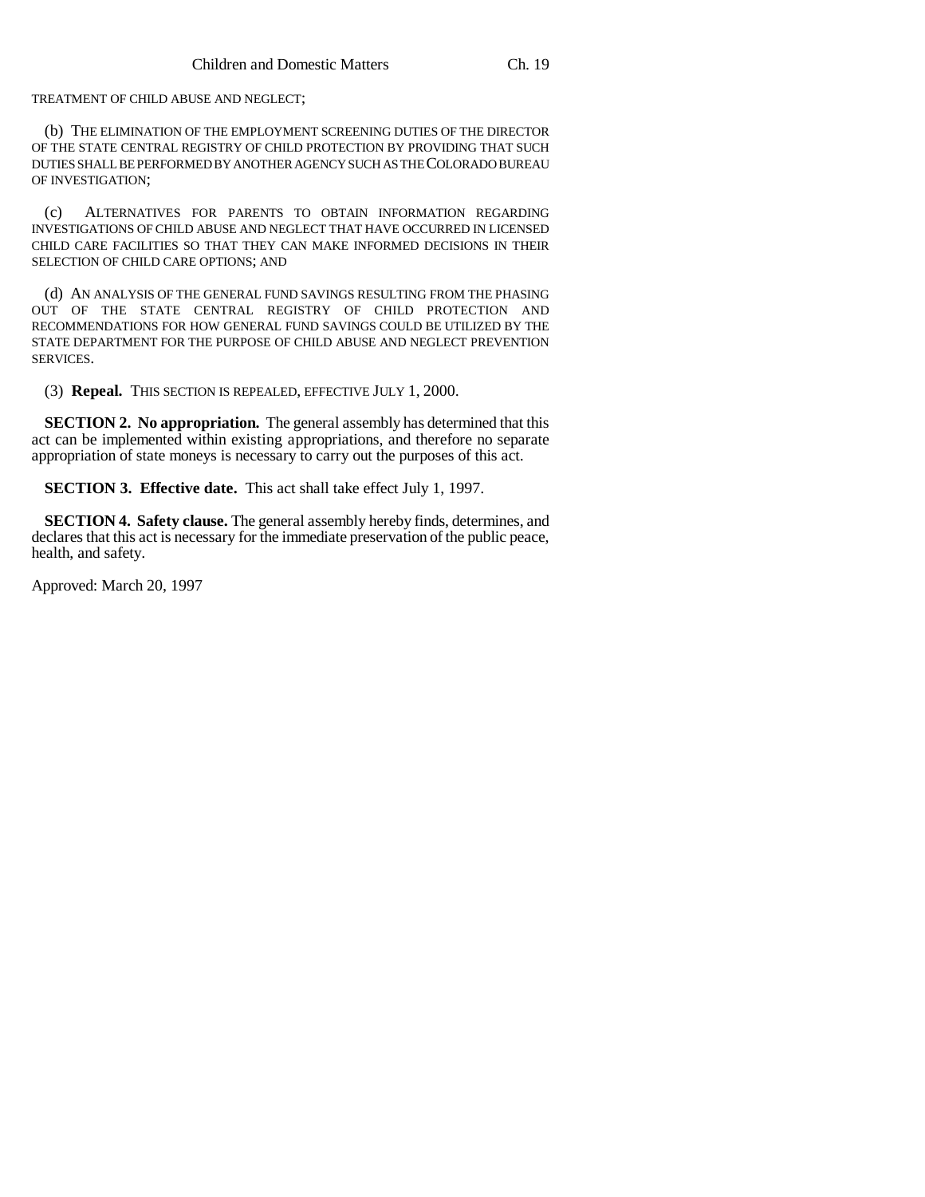TREATMENT OF CHILD ABUSE AND NEGLECT;

(b) THE ELIMINATION OF THE EMPLOYMENT SCREENING DUTIES OF THE DIRECTOR OF THE STATE CENTRAL REGISTRY OF CHILD PROTECTION BY PROVIDING THAT SUCH DUTIES SHALL BE PERFORMED BY ANOTHER AGENCY SUCH AS THE COLORADO BUREAU OF INVESTIGATION;

(c) ALTERNATIVES FOR PARENTS TO OBTAIN INFORMATION REGARDING INVESTIGATIONS OF CHILD ABUSE AND NEGLECT THAT HAVE OCCURRED IN LICENSED CHILD CARE FACILITIES SO THAT THEY CAN MAKE INFORMED DECISIONS IN THEIR SELECTION OF CHILD CARE OPTIONS; AND

(d) AN ANALYSIS OF THE GENERAL FUND SAVINGS RESULTING FROM THE PHASING OUT OF THE STATE CENTRAL REGISTRY OF CHILD PROTECTION AND RECOMMENDATIONS FOR HOW GENERAL FUND SAVINGS COULD BE UTILIZED BY THE STATE DEPARTMENT FOR THE PURPOSE OF CHILD ABUSE AND NEGLECT PREVENTION SERVICES.

(3) **Repeal.** THIS SECTION IS REPEALED, EFFECTIVE JULY 1, 2000.

**SECTION 2. No appropriation.** The general assembly has determined that this act can be implemented within existing appropriations, and therefore no separate appropriation of state moneys is necessary to carry out the purposes of this act.

**SECTION 3. Effective date.** This act shall take effect July 1, 1997.

**SECTION 4. Safety clause.** The general assembly hereby finds, determines, and declares that this act is necessary for the immediate preservation of the public peace, health, and safety.

Approved: March 20, 1997